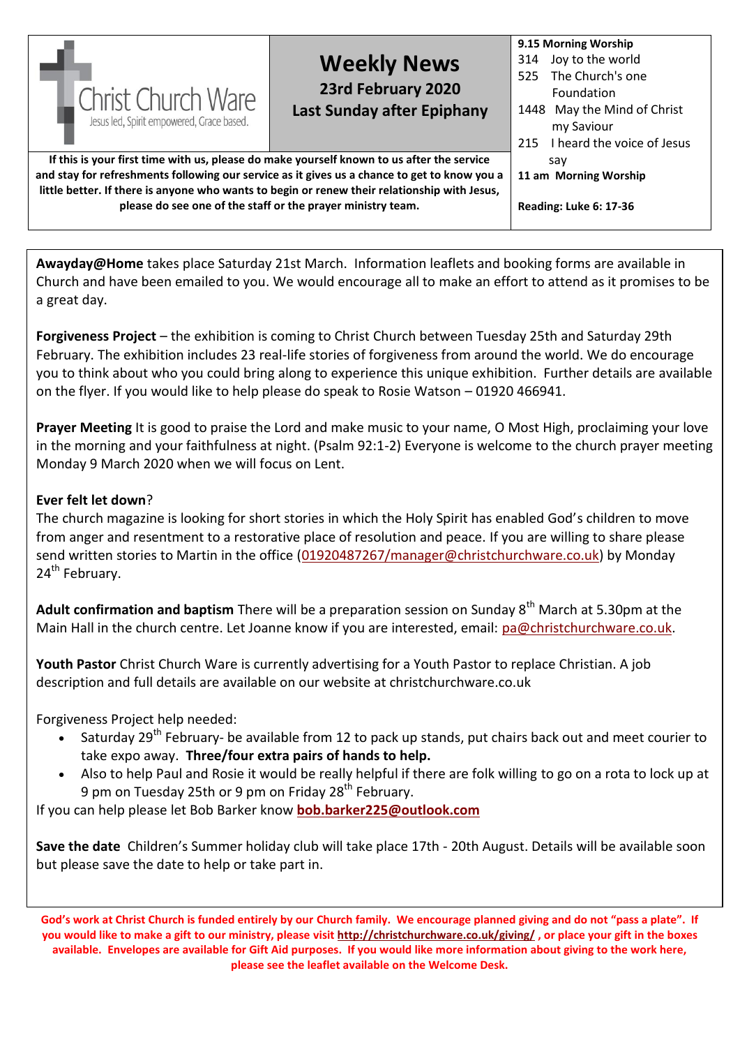Christ Church Ware

Jesus led, Spirit empowered, Grace based.

# Weekly News

**23rd February 2020**

**Last Sunday after Epiphany**

**9.15 Morning Worship**

314 Joy to the world
525 The Church's one Foundation
1448 May the Mind of Christ my Saviour
215 I heard the voice of Jesus say

**11 am Morning Worship**

**Reading: Luke 6: 17-36**

**If this is your first time with us, please do make yourself known to us after the service and stay for refreshments following our service as it gives us a chance to get to know you a little better. If there is anyone who wants to begin or renew their relationship with Jesus, please do see one of the staff or the prayer ministry team.**

**Awayday@Home** takes place Saturday 21st March. Information leaflets and booking forms are available in Church and have been emailed to you. We would encourage all to make an effort to attend as it promises to be a great day.

**Forgiveness Project** – the exhibition is coming to Christ Church between Tuesday 25th and Saturday 29th February. The exhibition includes 23 real-life stories of forgiveness from around the world. We do encourage you to think about who you could bring along to experience this unique exhibition. Further details are available on the flyer. If you would like to help please do speak to Rosie Watson – 01920 466941.

**Prayer Meeting** It is good to praise the Lord and make music to your name, O Most High, proclaiming your love in the morning and your faithfulness at night. (Psalm 92:1-2) Everyone is welcome to the church prayer meeting Monday 9 March 2020 when we will focus on Lent.

**Ever felt let down**?
The church magazine is looking for short stories in which the Holy Spirit has enabled God's children to move from anger and resentment to a restorative place of resolution and peace. If you are willing to share please send written stories to Martin in the office (01920487267/manager@christchurchware.co.uk) by Monday 24th February.

**Adult confirmation and baptism** There will be a preparation session on Sunday 8th March at 5.30pm at the Main Hall in the church centre. Let Joanne know if you are interested, email: pa@christchurchware.co.uk.

**Youth Pastor** Christ Church Ware is currently advertising for a Youth Pastor to replace Christian. A job description and full details are available on our website at christchurchware.co.uk

Forgiveness Project help needed:

- Saturday 29th February- be available from 12 to pack up stands, put chairs back out and meet courier to take expo away. **Three/four extra pairs of hands to help.**
- Also to help Paul and Rosie it would be really helpful if there are folk willing to go on a rota to lock up at 9 pm on Tuesday 25th or 9 pm on Friday 28th February.

If you can help please let Bob Barker know **bob.barker225@outlook.com**

**Save the date** Children's Summer holiday club will take place 17th - 20th August. Details will be available soon but please save the date to help or take part in.

**God's work at Christ Church is funded entirely by our Church family. We encourage planned giving and do not "pass a plate". If you would like to make a gift to our ministry, please visit http://christchurchware.co.uk/giving/ , or place your gift in the boxes available. Envelopes are available for Gift Aid purposes. If you would like more information about giving to the work here, please see the leaflet available on the Welcome Desk.**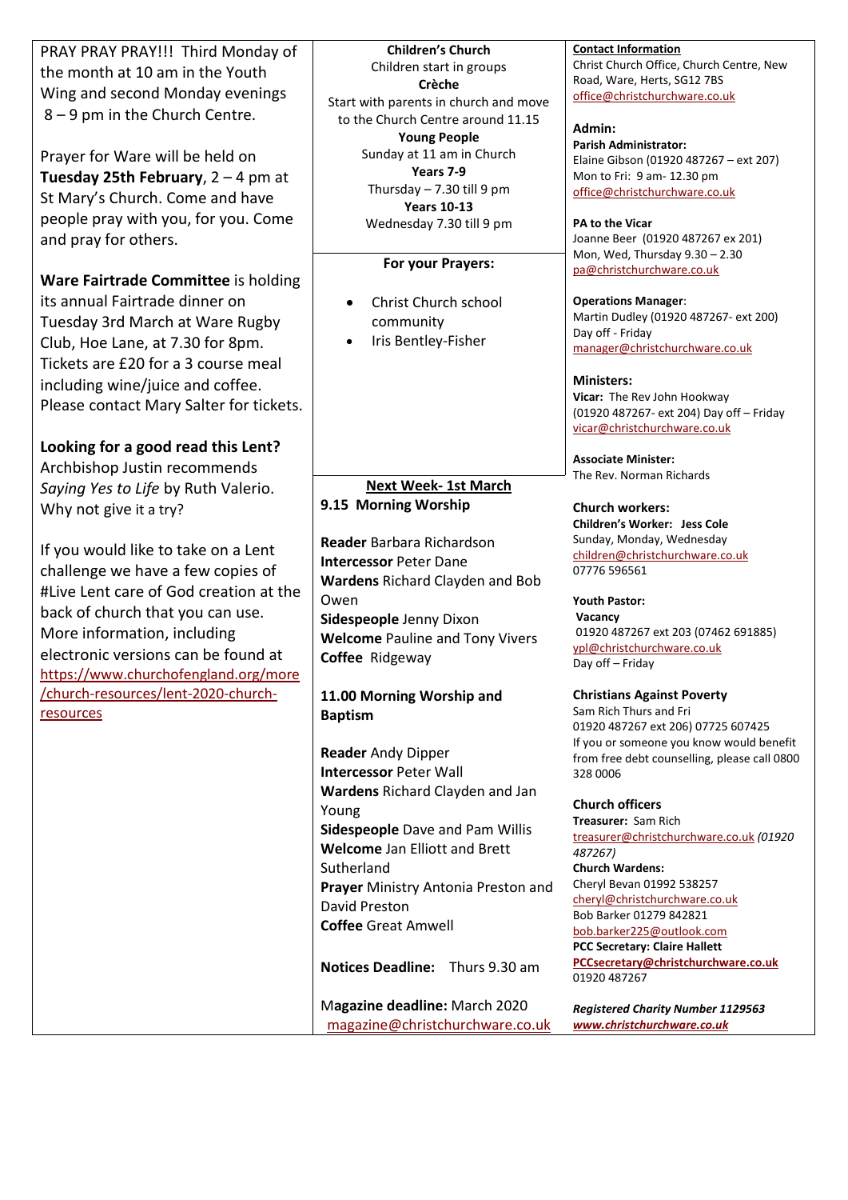PRAY PRAY PRAY!!! Third Monday of the month at 10 am in the Youth Wing and second Monday evenings 8 – 9 pm in the Church Centre.

Prayer for Ware will be held on **Tuesday 25th February**, 2 – 4 pm at St Mary's Church. Come and have people pray with you, for you. Come and pray for others.

**Ware Fairtrade Committee** is holding its annual Fairtrade dinner on Tuesday 3rd March at Ware Rugby Club, Hoe Lane, at 7.30 for 8pm. Tickets are £20 for a 3 course meal including wine/juice and coffee. Please contact Mary Salter for tickets.

**Looking for a good read this Lent?** Archbishop Justin recommends *Saying Yes to Life* by Ruth Valerio. Why not give it a try?

If you would like to take on a Lent challenge we have a few copies of #Live Lent care of God creation at the back of church that you can use. More information, including electronic versions can be found at https://www.churchofengland.org/more/church-resources/lent-2020-church-resources

**Children's Church**

Children start in groups

**Crèche**

Start with parents in church and move to the Church Centre around 11.15

**Young People**

Sunday at 11 am in Church

**Years 7-9**

Thursday – 7.30 till 9 pm

**Years 10-13**

Wednesday 7.30 till 9 pm

**For your Prayers:**

- Christ Church school community
- Iris Bentley-Fisher

**Next Week- 1st March**

**9.15 Morning Worship**

**Reader** Barbara Richardson
**Intercessor** Peter Dane
**Wardens** Richard Clayden and Bob Owen
**Sidespeople** Jenny Dixon
**Welcome** Pauline and Tony Vivers
**Coffee** Ridgeway

**11.00 Morning Worship and Baptism**

**Reader** Andy Dipper
**Intercessor** Peter Wall
**Wardens** Richard Clayden and Jan Young
**Sidespeople** Dave and Pam Willis
**Welcome** Jan Elliott and Brett Sutherland
**Prayer** Ministry Antonia Preston and David Preston
**Coffee** Great Amwell

**Notices Deadline:** Thurs 9.30 am

M**agazine deadline:** March 2020
magazine@christchurchware.co.uk

**Contact Information**

Christ Church Office, Church Centre, New Road, Ware, Herts, SG12 7BS
office@christchurchware.co.uk

**Admin:**

**Parish Administrator:**
Elaine Gibson (01920 487267 – ext 207)
Mon to Fri: 9 am- 12.30 pm
office@christchurchware.co.uk

**PA to the Vicar**
Joanne Beer (01920 487267 ex 201)
Mon, Wed, Thursday 9.30 – 2.30
pa@christchurchware.co.uk

**Operations Manager**:
Martin Dudley (01920 487267- ext 200)
Day off - Friday
manager@christchurchware.co.uk

**Ministers:**

**Vicar:** The Rev John Hookway
(01920 487267- ext 204) Day off – Friday
vicar@christchurchware.co.uk

**Associate Minister:**
The Rev. Norman Richards

**Church workers:**

**Children's Worker: Jess Cole**
Sunday, Monday, Wednesday
children@christchurchware.co.uk
07776 596561

**Youth Pastor:**
**Vacancy**
01920 487267 ext 203 (07462 691885)
ypl@christchurchware.co.uk
Day off – Friday

**Christians Against Poverty**

Sam Rich Thurs and Fri
01920 487267 ext 206) 07725 607425
If you or someone you know would benefit from free debt counselling, please call 0800 328 0006

**Church officers**

**Treasurer:** Sam Rich
treasurer@christchurchware.co.uk *(01920 487267)*

**Church Wardens:**
Cheryl Bevan 01992 538257
cheryl@christchurchware.co.uk
Bob Barker 01279 842821
bob.barker225@outlook.com

**PCC Secretary: Claire Hallett**
**PCCsecretary@christchurchware.co.uk**
01920 487267

***Registered Charity Number 1129563***
***www.christchurchware.co.uk***